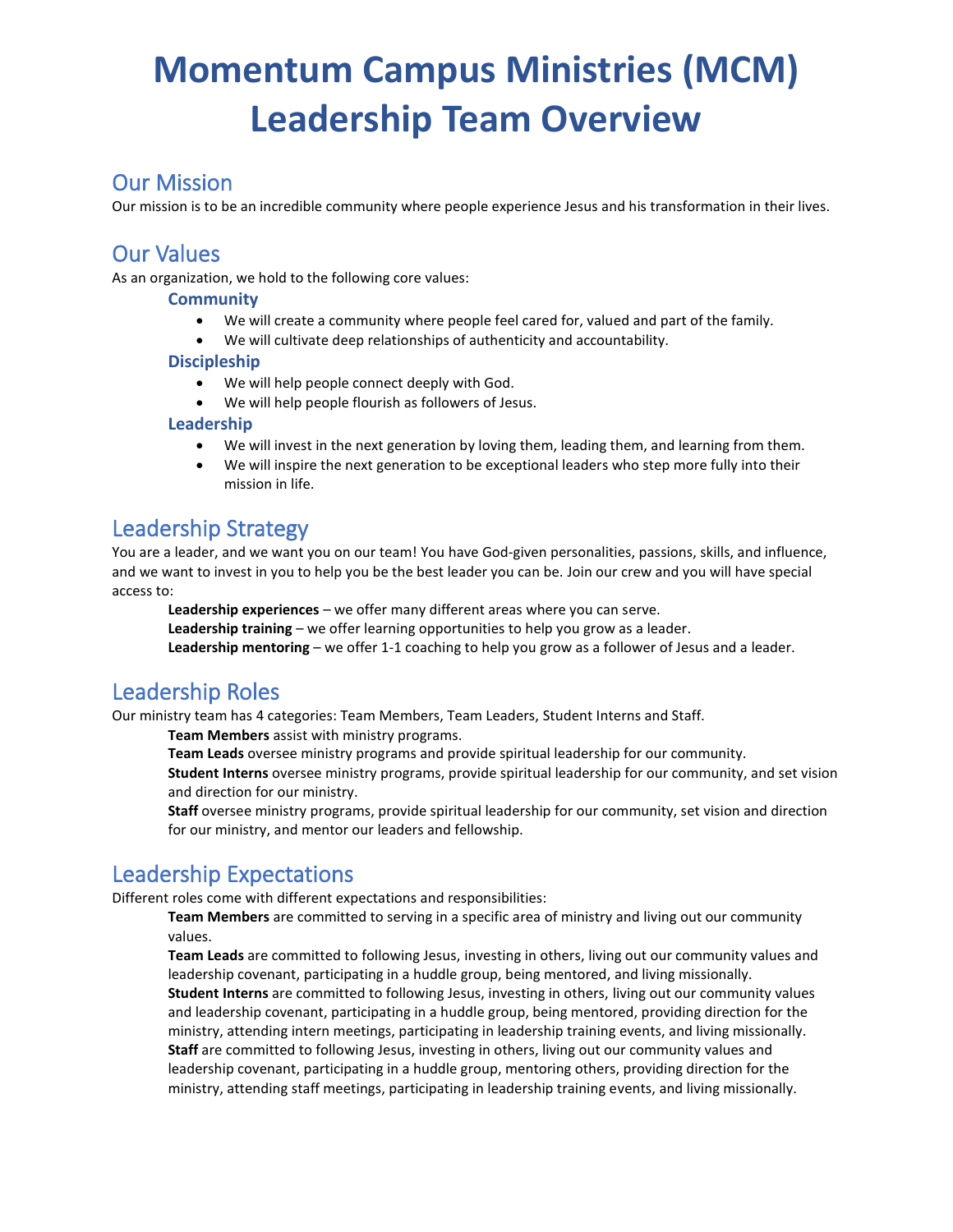# Momentum Campus Ministries (MCM) Leadership Team Overview

## Our Mission

Our mission is to be an incredible community where people experience Jesus and his transformation in their lives.

## Our Values

As an organization, we hold to the following core values:

### Community

- We will create a community where people feel cared for, valued and part of the family.
- We will cultivate deep relationships of authenticity and accountability.

### Discipleship

- We will help people connect deeply with God.
- We will help people flourish as followers of Jesus.

### Leadership

- We will invest in the next generation by loving them, leading them, and learning from them.
- We will inspire the next generation to be exceptional leaders who step more fully into their mission in life.

## Leadership Strategy

You are a leader, and we want you on our team! You have God-given personalities, passions, skills, and influence, and we want to invest in you to help you be the best leader you can be. Join our crew and you will have special access to:

**Leadership experiences** – we offer many different areas where you can serve.
**Leadership training** – we offer learning opportunities to help you grow as a leader.
**Leadership mentoring** – we offer 1-1 coaching to help you grow as a follower of Jesus and a leader.

## Leadership Roles

Our ministry team has 4 categories: Team Members, Team Leaders, Student Interns and Staff.

**Team Members** assist with ministry programs.
**Team Leads** oversee ministry programs and provide spiritual leadership for our community.
**Student Interns** oversee ministry programs, provide spiritual leadership for our community, and set vision and direction for our ministry.
**Staff** oversee ministry programs, provide spiritual leadership for our community, set vision and direction for our ministry, and mentor our leaders and fellowship.

## Leadership Expectations

Different roles come with different expectations and responsibilities:

**Team Members** are committed to serving in a specific area of ministry and living out our community values.
**Team Leads** are committed to following Jesus, investing in others, living out our community values and leadership covenant, participating in a huddle group, being mentored, and living missionally.
**Student Interns** are committed to following Jesus, investing in others, living out our community values and leadership covenant, participating in a huddle group, being mentored, providing direction for the ministry, attending intern meetings, participating in leadership training events, and living missionally.
**Staff** are committed to following Jesus, investing in others, living out our community values and leadership covenant, participating in a huddle group, mentoring others, providing direction for the ministry, attending staff meetings, participating in leadership training events, and living missionally.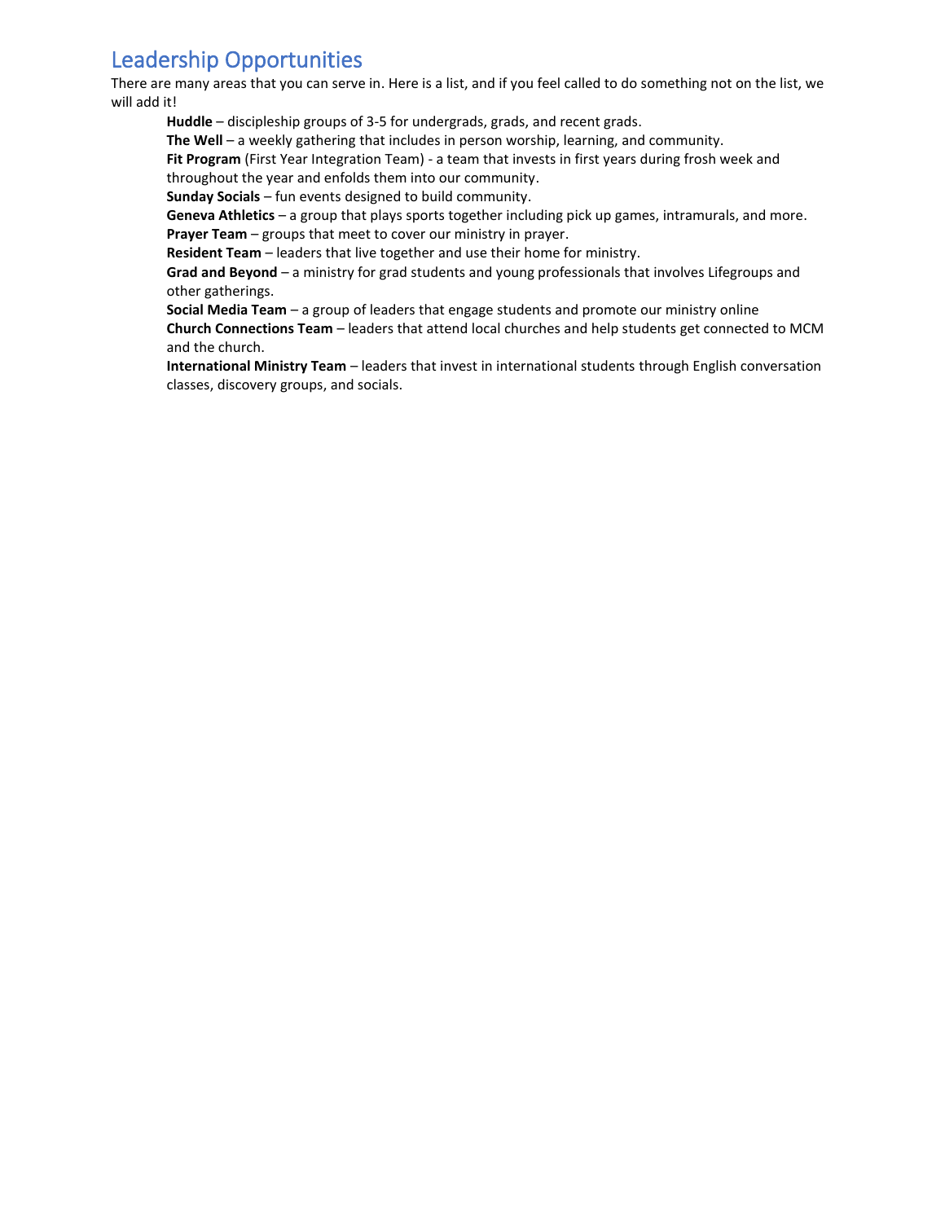## Leadership Opportunities

There are many areas that you can serve in. Here is a list, and if you feel called to do something not on the list, we will add it!

**Huddle** – discipleship groups of 3-5 for undergrads, grads, and recent grads.
**The Well** – a weekly gathering that includes in person worship, learning, and community.
**Fit Program** (First Year Integration Team) - a team that invests in first years during frosh week and throughout the year and enfolds them into our community.
**Sunday Socials** – fun events designed to build community.
**Geneva Athletics** – a group that plays sports together including pick up games, intramurals, and more.
**Prayer Team** – groups that meet to cover our ministry in prayer.
**Resident Team** – leaders that live together and use their home for ministry.
**Grad and Beyond** – a ministry for grad students and young professionals that involves Lifegroups and other gatherings.
**Social Media Team** – a group of leaders that engage students and promote our ministry online
**Church Connections Team** – leaders that attend local churches and help students get connected to MCM and the church.
**International Ministry Team** – leaders that invest in international students through English conversation classes, discovery groups, and socials.